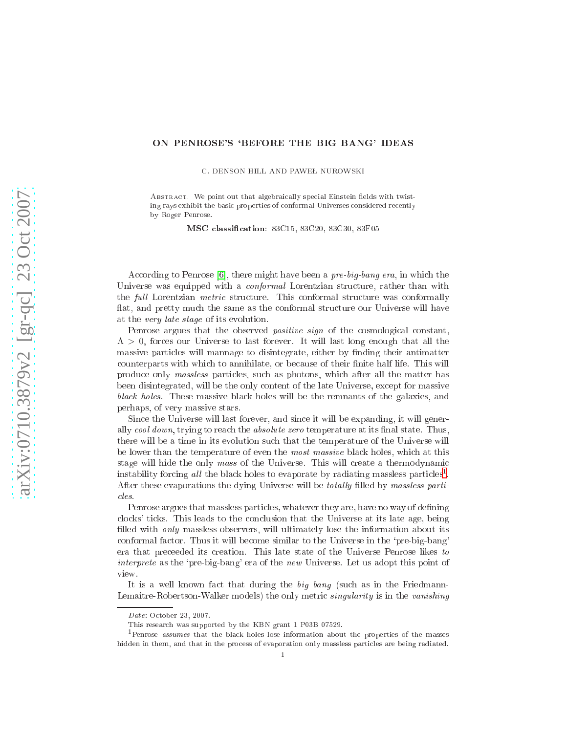# ON PENROSE'S 'BEFORE THE BIG BANG' IDEAS

C. DENSON HILL AND PAWEŁ NUROWSKI

Abstract. We point out that algebraically special Einstein fields with twisting rays exhibit the basic properties of conformal Universes considered recently by Roger Penrose.

**MSC classification**: 83C15, 83C20, 83C30, 83F05

According to Penrose [6], there might have been a *pre-big-bang era*, in which the Universe was equipped with a *conformal* Lorentzian structure, rather than with the *full* Lorentzian *metric* structure. This conformal structure was conformally flat, and pretty much the same as the conformal structure our Universe will have at the *very late stage* of its evolution.

Penrose argues that the observed *positive sign* of the cosmological constant, $\Lambda > 0$, forces our Universe to last forever. It will last long enough that all the massive particles will mannage to disintegrate, either by finding their antimatter counterparts with which to annihilate, or because of their finite half life. This will produce only *massless* particles, such as photons, which after all the matter has been disintegrated, will be the only content of the late Universe, except for massive *black holes*. These massive black holes will be the remnants of the galaxies, and perhaps, of very massive stars.

Since the Universe will last forever, and since it will be expanding, it will generally *cool down*, trying to reach the *absolute zero* temperature at its final state. Thus, there will be a time in its evolution such that the temperature of the Universe will be lower than the temperature of even the *most massive* black holes, which at this stage will hide the only *mass* of the Universe. This will create a thermodynamic instability forcing *all* the black holes to evaporate by radiating massless particles[1]. After these evaporations the dying Universe will be *totally* filled by *massless particles*.

Penrose argues that massless particles, whatever they are, have no way of defining clocks' ticks. This leads to the conclusion that the Universe at its late age, being filled with *only* massless observers, will ultimately lose the information about its conformal factor. Thus it will become similar to the Universe in the 'pre-big-bang' era that preceeded its creation. This late state of the Universe Penrose likes *to interprete* as the 'pre-big-bang' era of the *new* Universe. Let us adopt this point of view.

It is a well known fact that during the *big bang* (such as in the Friedmann-Lemaitre-Robertson-Walker models) the only metric *singularity* is in the *vanishing*

---

*Date*: October 23, 2007.

This research was supported by the KBN grant 1 P03B 07529.

[1] Penrose *assumes* that the black holes lose information about the properties of the masses hidden in them, and that in the process of evaporation only massless particles are being radiated.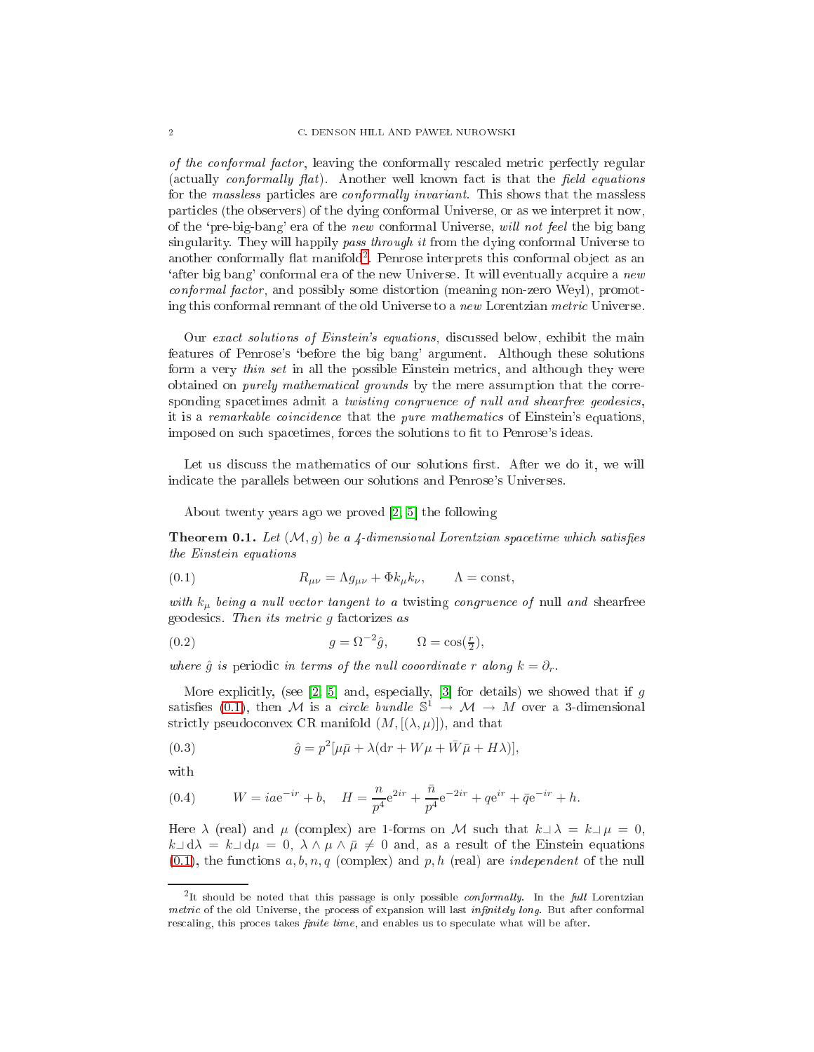*of the conformal factor*, leaving the conformally rescaled metric perfectly regular (actually *conformally flat*). Another well known fact is that the *field equations* for the *massless* particles are *conformally invariant*. This shows that the massless particles (the observers) of the dying conformal Universe, or as we interpret it now, of the 'pre-big-bang' era of the *new* conformal Universe, *will not feel* the big bang singularity. They will happily *pass through it* from the dying conformal Universe to another conformally flat manifold[2]. Penrose interprets this conformal object as an 'after big bang' conformal era of the new Universe. It will eventually acquire a *new conformal factor*, and possibly some distortion (meaning non-zero Weyl), promoting this conformal remnant of the old Universe to a *new* Lorentzian *metric* Universe.

Our *exact solutions of Einstein's equations*, discussed below, exhibit the main features of Penrose's 'before the big bang' argument. Although these solutions form a very *thin set* in all the possible Einstein metrics, and although they were obtained on *purely mathematical grounds* by the mere assumption that the corresponding spacetimes admit a *twisting congruence of null and shearfree geodesics*, it is a *remarkable coincidence* that the *pure mathematics* of Einstein's equations, imposed on such spacetimes, forces the solutions to fit to Penrose's ideas.

Let us discuss the mathematics of our solutions first. After we do it, we will indicate the parallels between our solutions and Penrose's Universes.

About twenty years ago we proved [2, 5] the following

**Theorem 0.1.** *Let $(\mathcal{M}, g)$ be a 4-dimensional Lorentzian spacetime which satisfies the Einstein equations*

$$R_{\mu\nu} = \Lambda g_{\mu\nu} + \Phi k_\mu k_\nu, \qquad \Lambda = \text{const}, \tag{0.1}$$

*with $k_\mu$ being a null vector tangent to a* twisting *congruence of* null *and* shearfree geodesics. *Then its metric $g$* factorizes *as*

$$g = \Omega^{-2}\hat{g}, \qquad \Omega = \cos(\tfrac{r}{2}), \tag{0.2}$$

*where $\hat{g}$ is* periodic *in terms of the null cooordinate $r$ along $k = \partial_r$.*

More explicitly, (see [2, 5] and, especially, [3] for details) we showed that if $g$ satisfies (0.1), then $\mathcal{M}$ is a *circle bundle* $\mathbb{S}^1 \to \mathcal{M} \to M$ over a 3-dimensional strictly pseudoconvex CR manifold $(M, [(\lambda, \mu)])$, and that

$$\hat{g} = p^2[\mu\bar{\mu} + \lambda(\mathrm{d}r + W\mu + \bar{W}\bar{\mu} + H\lambda)], \tag{0.3}$$

with

$$W = ia\mathrm{e}^{-ir} + b, \quad H = \frac{n}{p^4}\mathrm{e}^{2ir} + \frac{\bar{n}}{p^4}\mathrm{e}^{-2ir} + q\mathrm{e}^{ir} + \bar{q}\mathrm{e}^{-ir} + h. \tag{0.4}$$

Here $\lambda$ (real) and $\mu$ (complex) are 1-forms on $\mathcal{M}$ such that $k \lrcorner \lambda = k \lrcorner \mu = 0$, $k \lrcorner \mathrm{d}\lambda = k \lrcorner \mathrm{d}\mu = 0$, $\lambda \wedge \mu \wedge \bar{\mu} \neq 0$ and, as a result of the Einstein equations (0.1), the functions $a, b, n, q$ (complex) and $p, h$ (real) are *independent* of the null

[2] It should be noted that this passage is only possible *conformally*. In the *full* Lorentzian *metric* of the old Universe, the process of expansion will last *infinitely long*. But after conformal rescaling, this proces takes *finite time*, and enables us to speculate what will be after.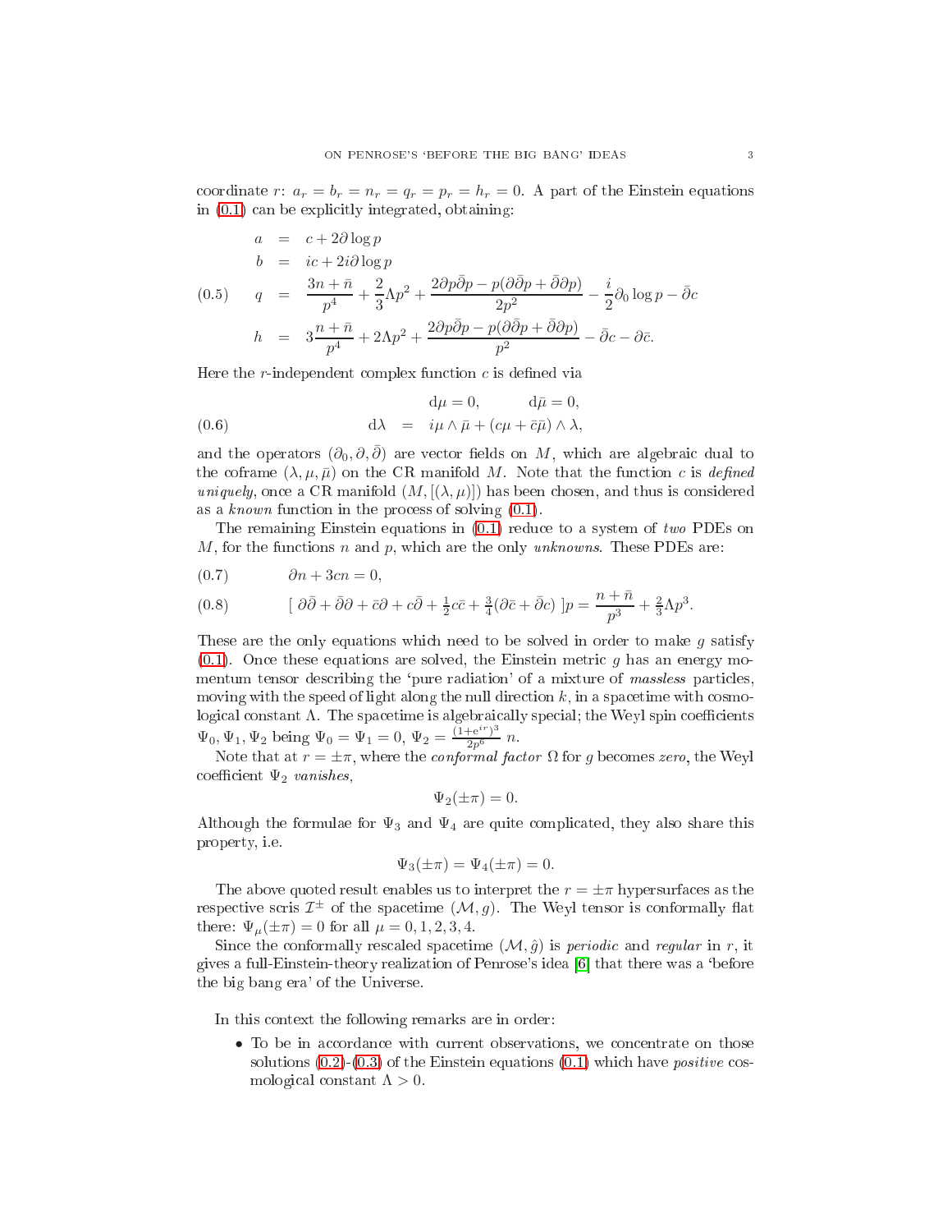coordinate $r$: $a_r = b_r = n_r = q_r = p_r = h_r = 0$. A part of the Einstein equations in (0.1) can be explicitly integrated, obtaining:

$$
\begin{aligned}
a &= c + 2\partial \log p \\
b &= ic + 2i\partial \log p \\
q &= \frac{3n+\bar{n}}{p^4} + \frac{2}{3}\Lambda p^2 + \frac{2\partial p \bar{\partial} p - p(\partial\bar{\partial} p + \bar{\partial}\partial p)}{2p^2} - \frac{i}{2}\partial_0 \log p - \bar{\partial} c \\
h &= 3\frac{n+\bar{n}}{p^4} + 2\Lambda p^2 + \frac{2\partial p \bar{\partial} p - p(\partial\bar{\partial} p + \bar{\partial}\partial p)}{p^2} - \bar{\partial} c - \partial \bar{c}.
\end{aligned}
\tag{0.5}
$$

Here the $r$-independent complex function $c$ is defined via

$$
\begin{aligned}
&\mathrm{d}\mu = 0, \qquad \mathrm{d}\bar{\mu} = 0, \\
\mathrm{d}\lambda &= i\mu \wedge \bar{\mu} + (c\mu + \bar{c}\bar{\mu}) \wedge \lambda,
\end{aligned}
\tag{0.6}
$$

and the operators $(\partial_0, \partial, \bar{\partial})$ are vector fields on $M$, which are algebraic dual to the coframe $(\lambda, \mu, \bar{\mu})$ on the CR manifold $M$. Note that the function $c$ is *defined uniquely*, once a CR manifold $(M, [(\lambda, \mu)])$ has been chosen, and thus is considered as a *known* function in the process of solving (0.1).

The remaining Einstein equations in (0.1) reduce to a system of *two* PDEs on $M$, for the functions $n$ and $p$, which are the only *unknowns*. These PDEs are:

$$
\partial n + 3cn = 0,
\tag{0.7}
$$

$$
[\, \partial\bar{\partial} + \bar{\partial}\partial + \bar{c}\partial + c\bar{\partial} + \tfrac{1}{2}c\bar{c} + \tfrac{3}{4}(\partial\bar{c} + \bar{\partial}c)\,]p = \frac{n+\bar{n}}{p^3} + \tfrac{2}{3}\Lambda p^3.
\tag{0.8}
$$

These are the only equations which need to be solved in order to make $g$ satisfy (0.1). Once these equations are solved, the Einstein metric $g$ has an energy momentum tensor describing the 'pure radiation' of a mixture of *massless* particles, moving with the speed of light along the null direction $k$, in a spacetime with cosmological constant $\Lambda$. The spacetime is algebraically special; the Weyl spin coefficients $\Psi_0, \Psi_1, \Psi_2$ being $\Psi_0 = \Psi_1 = 0$, $\Psi_2 = \frac{(1+e^{ir})^3}{2p^6}\, n$.

Note that at $r = \pm\pi$, where the *conformal factor* $\Omega$ for $g$ becomes *zero*, the Weyl coefficient $\Psi_2$ *vanishes*,

$$
\Psi_2(\pm\pi) = 0.
$$

Although the formulae for $\Psi_3$ and $\Psi_4$ are quite complicated, they also share this property, i.e.

$$
\Psi_3(\pm\pi) = \Psi_4(\pm\pi) = 0.
$$

The above quoted result enables us to interpret the $r = \pm\pi$ hypersurfaces as the respective scris $\mathcal{I}^{\pm}$ of the spacetime $(\mathcal{M}, g)$. The Weyl tensor is conformally flat there: $\Psi_\mu(\pm\pi) = 0$ for all $\mu = 0, 1, 2, 3, 4$.

Since the conformally rescaled spacetime $(\mathcal{M}, \hat{g})$ is *periodic* and *regular* in $r$, it gives a full-Einstein-theory realization of Penrose's idea [6] that there was a 'before the big bang era' of the Universe.

In this context the following remarks are in order:

- To be in accordance with current observations, we concentrate on those solutions (0.2)-(0.3) of the Einstein equations (0.1) which have *positive* cosmological constant $\Lambda > 0$.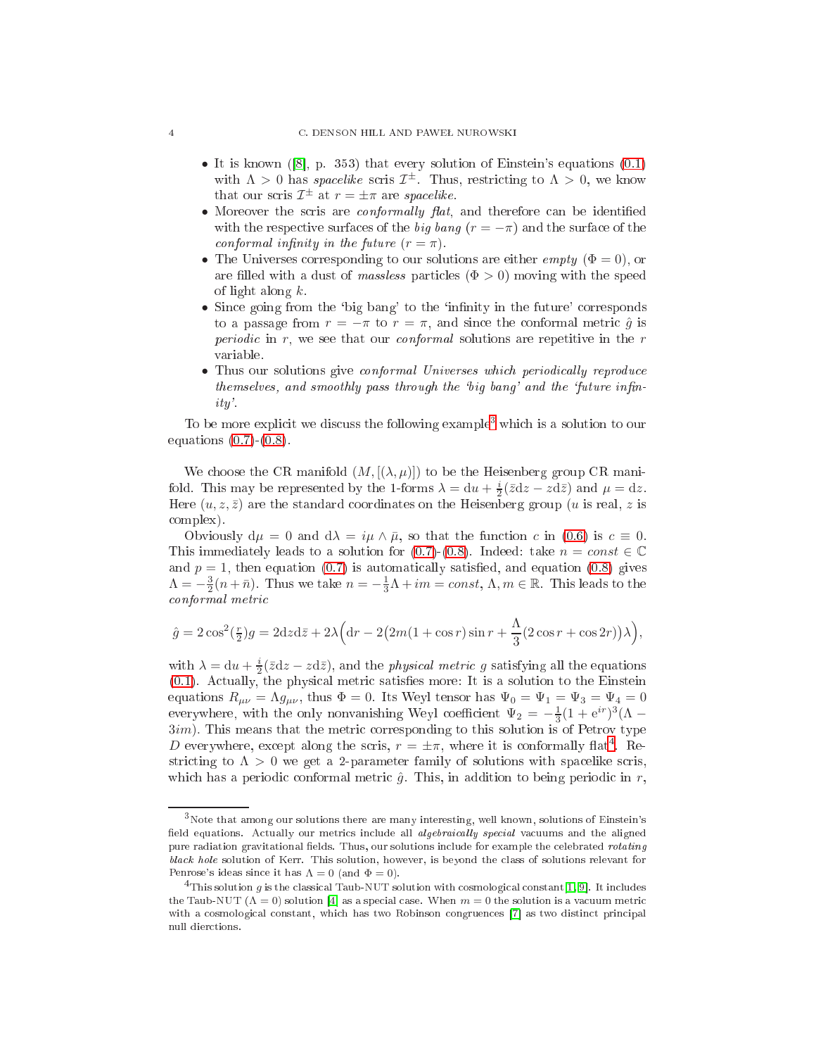- It is known ([8], p. 353) that every solution of Einstein's equations (0.1) with $\Lambda > 0$ has *spacelike* scris $\mathcal{I}^\pm$. Thus, restricting to $\Lambda > 0$, we know that our scris $\mathcal{I}^\pm$ at $r = \pm\pi$ are *spacelike*.
- Moreover the scris are *conformally flat*, and therefore can be identified with the respective surfaces of the *big bang* ($r = -\pi$) and the surface of the *conformal infinity in the future* ($r = \pi$).
- The Universes corresponding to our solutions are either *empty* ($\Phi = 0$), or are filled with a dust of *massless* particles ($\Phi > 0$) moving with the speed of light along $k$.
- Since going from the 'big bang' to the 'infinity in the future' corresponds to a passage from $r = -\pi$ to $r = \pi$, and since the conformal metric $\hat{g}$ is *periodic* in $r$, we see that our *conformal* solutions are repetitive in the $r$ variable.
- Thus our solutions give *conformal Universes which periodically reproduce themselves, and smoothly pass through the 'big bang' and the 'future infinity'*.

To be more explicit we discuss the following example[3] which is a solution to our equations (0.7)-(0.8).

We choose the CR manifold $(M, [(\lambda, \mu)])$ to be the Heisenberg group CR manifold. This may be represented by the 1-forms $\lambda = \mathrm{d}u + \frac{i}{2}(\bar{z}\mathrm{d}z - z\mathrm{d}\bar{z})$ and $\mu = \mathrm{d}z$. Here $(u, z, \bar{z})$ are the standard coordinates on the Heisenberg group ($u$ is real, $z$ is complex).

Obviously $\mathrm{d}\mu = 0$ and $\mathrm{d}\lambda = i\mu \wedge \bar{\mu}$, so that the function $c$ in (0.6) is $c \equiv 0$. This immediately leads to a solution for (0.7)-(0.8). Indeed: take $n = const \in \mathbb{C}$ and $p = 1$, then equation (0.7) is automatically satisfied, and equation (0.8) gives $\Lambda = -\frac{3}{2}(n + \bar{n})$. Thus we take $n = -\frac{1}{3}\Lambda + im = const$, $\Lambda, m \in \mathbb{R}$. This leads to the *conformal metric*

$$\hat{g} = 2\cos^2(\tfrac{r}{2})g = 2\mathrm{d}z\mathrm{d}\bar{z} + 2\lambda\Big(\mathrm{d}r - 2\big(2m(1+\cos r)\sin r + \frac{\Lambda}{3}(2\cos r + \cos 2r)\big)\lambda\Big),$$

with $\lambda = \mathrm{d}u + \frac{i}{2}(\bar{z}\mathrm{d}z - z\mathrm{d}\bar{z})$, and the *physical metric* $g$ satisfying all the equations (0.1). Actually, the physical metric satisfies more: It is a solution to the Einstein equations $R_{\mu\nu} = \Lambda g_{\mu\nu}$, thus $\Phi = 0$. Its Weyl tensor has $\Psi_0 = \Psi_1 = \Psi_3 = \Psi_4 = 0$ everywhere, with the only nonvanishing Weyl coefficient $\Psi_2 = -\frac{1}{3}(1 + \mathrm{e}^{ir})^3(\Lambda - 3im)$. This means that the metric corresponding to this solution is of Petrov type $D$ everywhere, except along the scris, $r = \pm\pi$, where it is conformally flat[4]. Restricting to $\Lambda > 0$ we get a 2-parameter family of solutions with spacelike scris, which has a periodic conformal metric $\hat{g}$. This, in addition to being periodic in $r$,

[3] Note that among our solutions there are many interesting, well known, solutions of Einstein's field equations. Actually our metrics include all *algebraically special* vacuums and the aligned pure radiation gravitational fields. Thus, our solutions include for example the celebrated *rotating black hole* solution of Kerr. This solution, however, is beyond the class of solutions relevant for Penrose's ideas since it has $\Lambda = 0$ (and $\Phi = 0$).

[4] This solution $g$ is the classical Taub-NUT solution with cosmological constant [1, 9]. It includes the Taub-NUT ($\Lambda = 0$) solution [4] as a special case. When $m = 0$ the solution is a vacuum metric with a cosmological constant, which has two Robinson congruences [7] as two distinct principal null dierctions.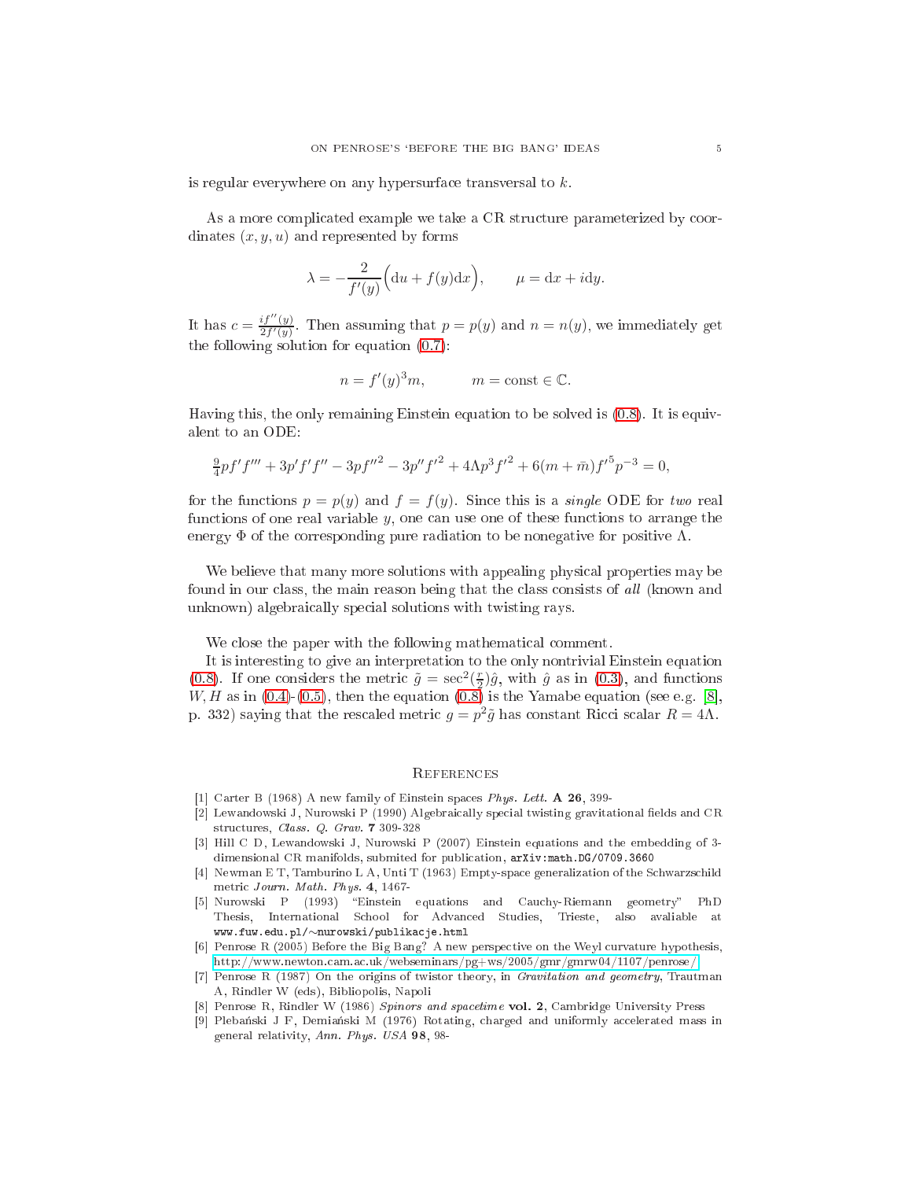is regular everywhere on any hypersurface transversal to $k$.

As a more complicated example we take a CR structure parameterized by coordinates $(x, y, u)$ and represented by forms

$$\lambda = -\frac{2}{f'(y)}\Big(\mathrm{d}u + f(y)\mathrm{d}x\Big), \qquad \mu = \mathrm{d}x + i\mathrm{d}y.$$

It has $c = \frac{if''(y)}{2f'(y)}$. Then assuming that $p = p(y)$ and $n = n(y)$, we immediately get the following solution for equation (0.7):

$$n = f'(y)^3 m, \qquad m = \mathrm{const} \in \mathbb{C}.$$

Having this, the only remaining Einstein equation to be solved is (0.8). It is equivalent to an ODE:

$$\tfrac{9}{4}pf'f''' + 3p'f'f'' - 3pf''^2 - 3p''f'^2 + 4\Lambda p^3 f'^2 + 6(m + \bar{m})f'^5 p^{-3} = 0,$$

for the functions $p = p(y)$ and $f = f(y)$. Since this is a *single* ODE for *two* real functions of one real variable $y$, one can use one of these functions to arrange the energy $\Phi$ of the corresponding pure radiation to be nonegative for positive $\Lambda$.

We believe that many more solutions with appealing physical properties may be found in our class, the main reason being that the class consists of *all* (known and unknown) algebraically special solutions with twisting rays.

We close the paper with the following mathematical comment.

It is interesting to give an interpretation to the only nontrivial Einstein equation (0.8). If one considers the metric $\tilde{g} = \sec^2(\frac{r}{2})\hat{g}$, with $\hat{g}$ as in (0.3), and functions $W, H$ as in (0.4)-(0.5), then the equation (0.8) is the Yamabe equation (see e.g. [8], p. 332) saying that the rescaled metric $g = p^2\tilde{g}$ has constant Ricci scalar $R = 4\Lambda$.

## References

[1] Carter B (1968) A new family of Einstein spaces *Phys. Lett.* **A 26**, 399-

[2] Lewandowski J, Nurowski P (1990) Algebraically special twisting gravitational fields and CR structures, *Class. Q. Grav.* **7** 309-328

[3] Hill C D, Lewandowski J, Nurowski P (2007) Einstein equations and the embedding of 3-dimensional CR manifolds, submited for publication, `arXiv:math.DG/0709.3660`

[4] Newman E T, Tamburino L A, Unti T (1963) Empty-space generalization of the Schwarzschild metric *Journ. Math. Phys.* **4**, 1467-

[5] Nurowski P (1993) "Einstein equations and Cauchy-Riemann geometry" PhD Thesis, International School for Advanced Studies, Trieste, also avaliable at `www.fuw.edu.pl/~nurowski/publikacje.html`

[6] Penrose R (2005) Before the Big Bang? A new perspective on the Weyl curvature hypothesis, http://www.newton.cam.ac.uk/webseminars/pg+ws/2005/gmr/gmrw04/1107/penrose/

[7] Penrose R (1987) On the origins of twistor theory, in *Gravitation and geometry*, Trautman A, Rindler W (eds), Bibliopolis, Napoli

[8] Penrose R, Rindler W (1986) *Spinors and spacetime* **vol. 2**, Cambridge University Press

[9] Plebański J F, Demiański M (1976) Rotating, charged and uniformly accelerated mass in general relativity, *Ann. Phys. USA* **98**, 98-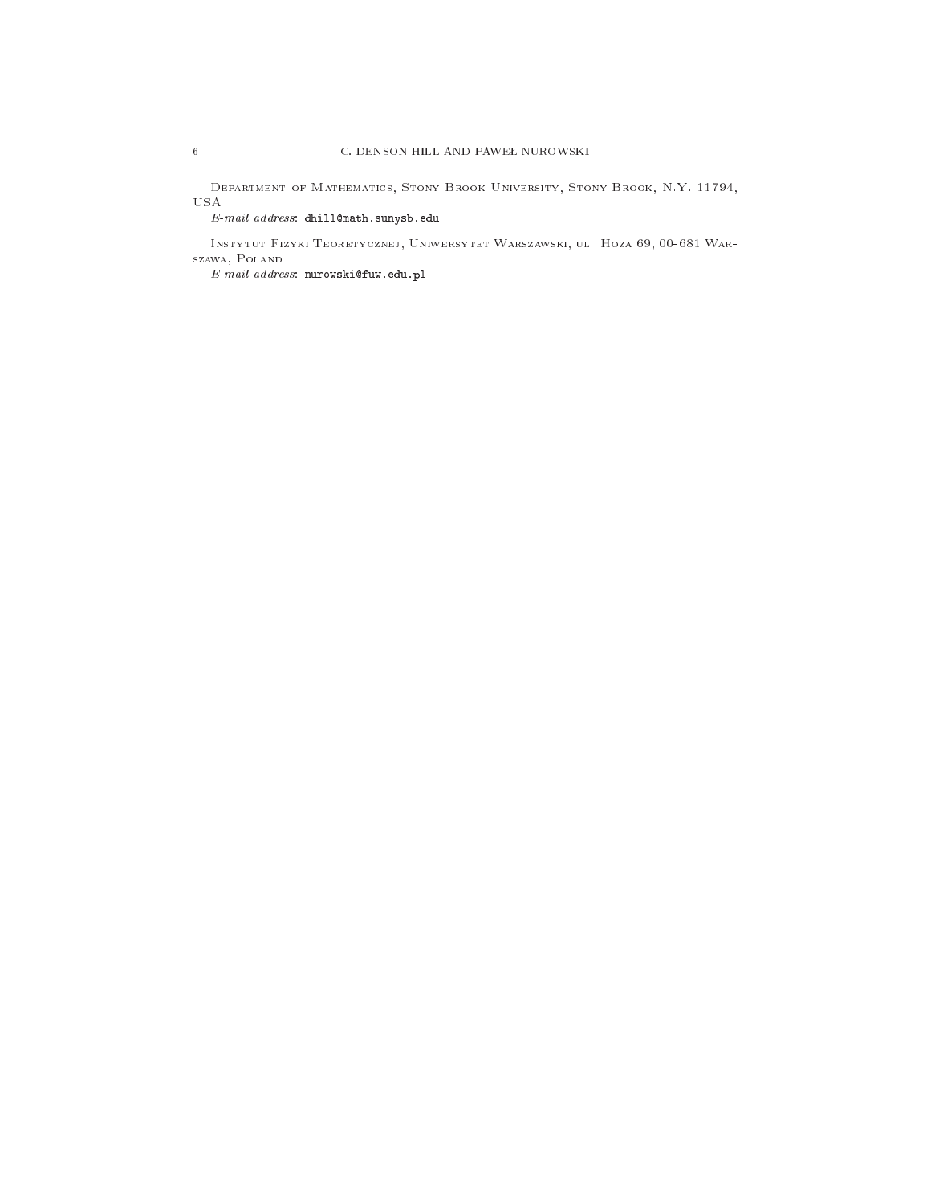Department of Mathematics, Stony Brook University, Stony Brook, N.Y. 11794, USA

*E-mail address*: dhill@math.sunysb.edu

Instytut Fizyki Teoretycznej, Uniwersytet Warszawski, ul. Hoza 69, 00-681 Warszawa, Poland

*E-mail address*: nurowski@fuw.edu.pl